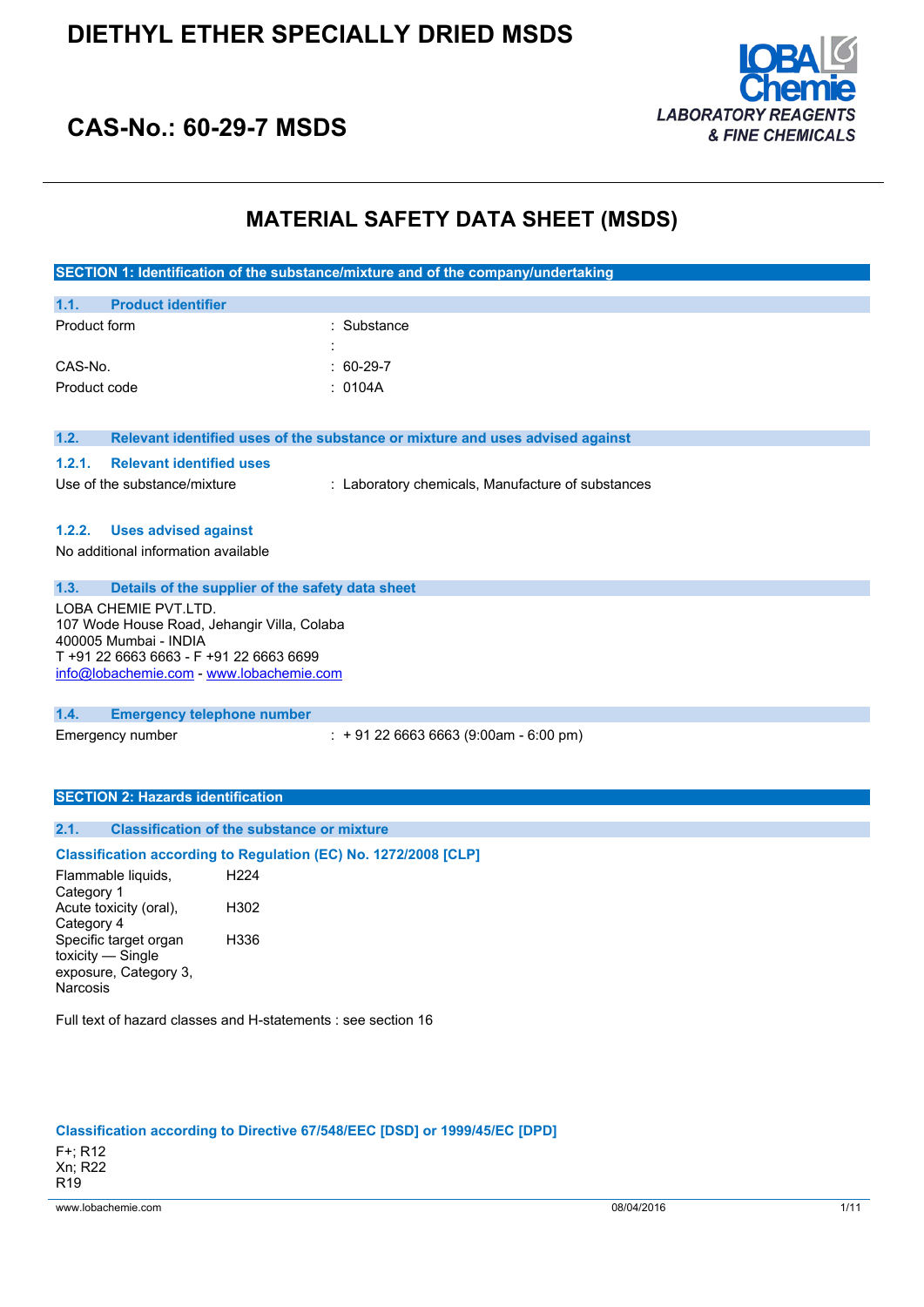# DIETHYL ETHER SPECIALLY DRIED MSDS

## CAS-No.: 60-29-7 MSDS

LOBA Chemie
*LABORATORY REAGENTS & FINE CHEMICALS*

# MATERIAL SAFETY DATA SHEET (MSDS)

## SECTION 1: Identification of the substance/mixture and of the company/undertaking

### 1.1. Product identifier

| | |
|---|---|
| Product form | : Substance |
| | : |
| CAS-No. | : 60-29-7 |
| Product code | : 0104A |

### 1.2. Relevant identified uses of the substance or mixture and uses advised against

#### 1.2.1. Relevant identified uses

| | |
|---|---|
| Use of the substance/mixture | : Laboratory chemicals, Manufacture of substances |

#### 1.2.2. Uses advised against

No additional information available

### 1.3. Details of the supplier of the safety data sheet

LOBA CHEMIE PVT.LTD.
107 Wode House Road, Jehangir Villa, Colaba
400005 Mumbai - INDIA
T +91 22 6663 6663 - F +91 22 6663 6699
info@lobachemie.com - www.lobachemie.com

### 1.4. Emergency telephone number

| | |
|---|---|
| Emergency number | : + 91 22 6663 6663 (9:00am - 6:00 pm) |

## SECTION 2: Hazards identification

### 2.1. Classification of the substance or mixture

#### Classification according to Regulation (EC) No. 1272/2008 [CLP]

| | |
|---|---|
| Flammable liquids, Category 1 | H224 |
| Acute toxicity (oral), Category 4 | H302 |
| Specific target organ toxicity — Single exposure, Category 3, Narcosis | H336 |

Full text of hazard classes and H-statements : see section 16

#### Classification according to Directive 67/548/EEC [DSD] or 1999/45/EC [DPD]

F+; R12
Xn; R22
R19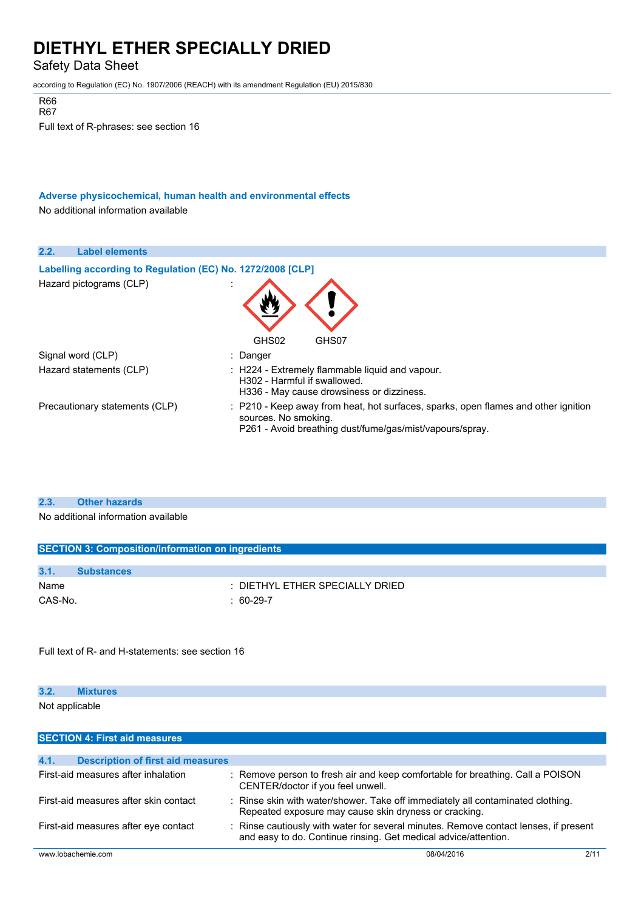R66
R67
Full text of R-phrases: see section 16

**Adverse physicochemical, human health and environmental effects**

No additional information available

### 2.2. Label elements

**Labelling according to Regulation (EC) No. 1272/2008 [CLP]**

| | |
|---|---|
| Hazard pictograms (CLP) | : GHS02 GHS07 |
| Signal word (CLP) | : Danger |
| Hazard statements (CLP) | : H224 - Extremely flammable liquid and vapour.<br>H302 - Harmful if swallowed.<br>H336 - May cause drowsiness or dizziness. |
| Precautionary statements (CLP) | : P210 - Keep away from heat, hot surfaces, sparks, open flames and other ignition sources. No smoking.<br>P261 - Avoid breathing dust/fume/gas/mist/vapours/spray. |

### 2.3. Other hazards

No additional information available

## SECTION 3: Composition/information on ingredients

### 3.1. Substances

| | |
|---|---|
| Name | : DIETHYL ETHER SPECIALLY DRIED |
| CAS-No. | : 60-29-7 |

Full text of R- and H-statements: see section 16

### 3.2. Mixtures

Not applicable

## SECTION 4: First aid measures

### 4.1. Description of first aid measures

| | |
|---|---|
| First-aid measures after inhalation | : Remove person to fresh air and keep comfortable for breathing. Call a POISON CENTER/doctor if you feel unwell. |
| First-aid measures after skin contact | : Rinse skin with water/shower. Take off immediately all contaminated clothing. Repeated exposure may cause skin dryness or cracking. |
| First-aid measures after eye contact | : Rinse cautiously with water for several minutes. Remove contact lenses, if present and easy to do. Continue rinsing. Get medical advice/attention. |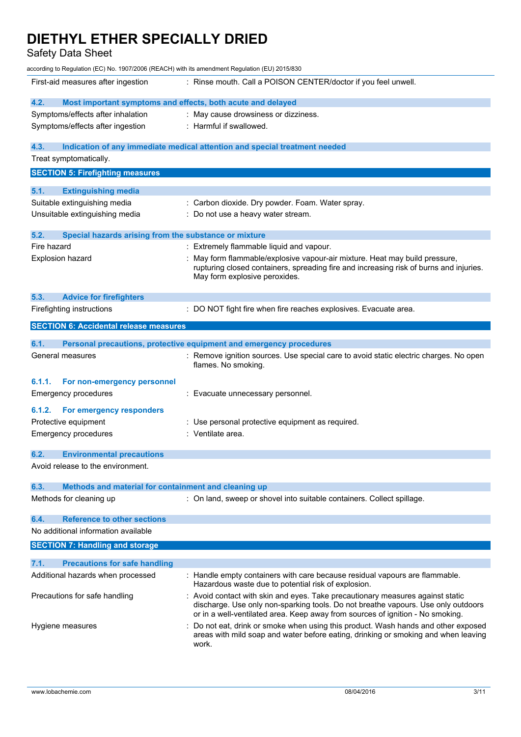First-aid measures after ingestion : Rinse mouth. Call a POISON CENTER/doctor if you feel unwell.

### 4.2. Most important symptoms and effects, both acute and delayed

Symptoms/effects after inhalation : May cause drowsiness or dizziness.

Symptoms/effects after ingestion : Harmful if swallowed.

### 4.3. Indication of any immediate medical attention and special treatment needed

Treat symptomatically.

## SECTION 5: Firefighting measures

### 5.1. Extinguishing media

Suitable extinguishing media : Carbon dioxide. Dry powder. Foam. Water spray.

Unsuitable extinguishing media : Do not use a heavy water stream.

### 5.2. Special hazards arising from the substance or mixture

Fire hazard : Extremely flammable liquid and vapour.

Explosion hazard : May form flammable/explosive vapour-air mixture. Heat may build pressure, rupturing closed containers, spreading fire and increasing risk of burns and injuries. May form explosive peroxides.

### 5.3. Advice for firefighters

Firefighting instructions : DO NOT fight fire when fire reaches explosives. Evacuate area.

## SECTION 6: Accidental release measures

### 6.1. Personal precautions, protective equipment and emergency procedures

General measures : Remove ignition sources. Use special care to avoid static electric charges. No open flames. No smoking.

#### 6.1.1. For non-emergency personnel

Emergency procedures : Evacuate unnecessary personnel.

#### 6.1.2. For emergency responders

Protective equipment : Use personal protective equipment as required.

Emergency procedures : Ventilate area.

### 6.2. Environmental precautions

Avoid release to the environment.

### 6.3. Methods and material for containment and cleaning up

Methods for cleaning up : On land, sweep or shovel into suitable containers. Collect spillage.

### 6.4. Reference to other sections

No additional information available

## SECTION 7: Handling and storage

### 7.1. Precautions for safe handling

Additional hazards when processed : Handle empty containers with care because residual vapours are flammable. Hazardous waste due to potential risk of explosion.

Precautions for safe handling : Avoid contact with skin and eyes. Take precautionary measures against static discharge. Use only non-sparking tools. Do not breathe vapours. Use only outdoors or in a well-ventilated area. Keep away from sources of ignition - No smoking.

Hygiene measures : Do not eat, drink or smoke when using this product. Wash hands and other exposed areas with mild soap and water before eating, drinking or smoking and when leaving work.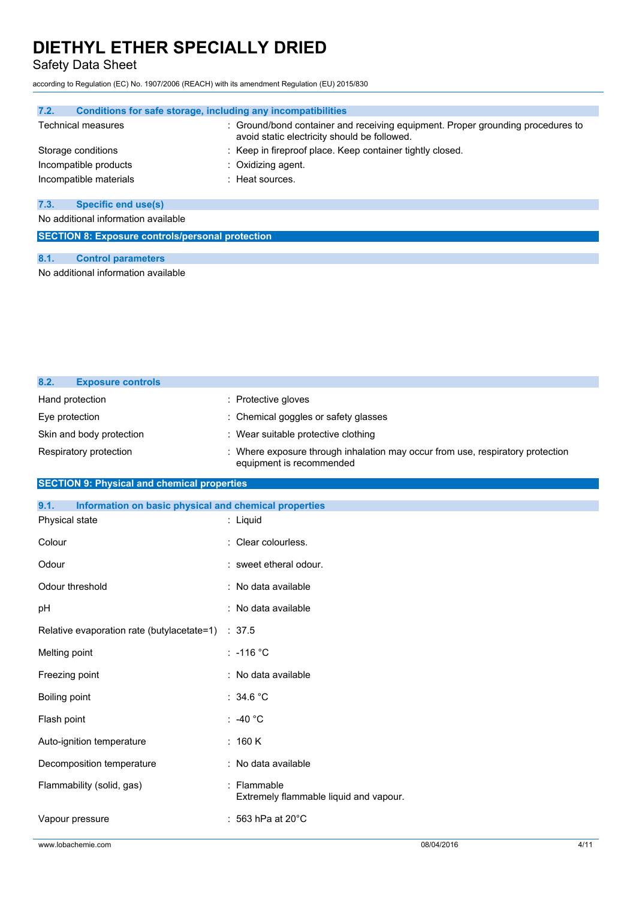### 7.2. Conditions for safe storage, including any incompatibilities

| | |
|---|---|
| Technical measures | : Ground/bond container and receiving equipment. Proper grounding procedures to avoid static electricity should be followed. |
| Storage conditions | : Keep in fireproof place. Keep container tightly closed. |
| Incompatible products | : Oxidizing agent. |
| Incompatible materials | : Heat sources. |

### 7.3. Specific end use(s)

No additional information available

## SECTION 8: Exposure controls/personal protection

### 8.1. Control parameters

No additional information available

### 8.2. Exposure controls

| | |
|---|---|
| Hand protection | : Protective gloves |
| Eye protection | : Chemical goggles or safety glasses |
| Skin and body protection | : Wear suitable protective clothing |
| Respiratory protection | : Where exposure through inhalation may occur from use, respiratory protection equipment is recommended |

## SECTION 9: Physical and chemical properties

### 9.1. Information on basic physical and chemical properties

| | |
|---|---|
| Physical state | : Liquid |
| Colour | : Clear colourless. |
| Odour | : sweet etheral odour. |
| Odour threshold | : No data available |
| pH | : No data available |
| Relative evaporation rate (butylacetate=1) | : 37.5 |
| Melting point | : -116 °C |
| Freezing point | : No data available |
| Boiling point | : 34.6 °C |
| Flash point | : -40 °C |
| Auto-ignition temperature | : 160 K |
| Decomposition temperature | : No data available |
| Flammability (solid, gas) | : Flammable<br>Extremely flammable liquid and vapour. |
| Vapour pressure | : 563 hPa at 20°C |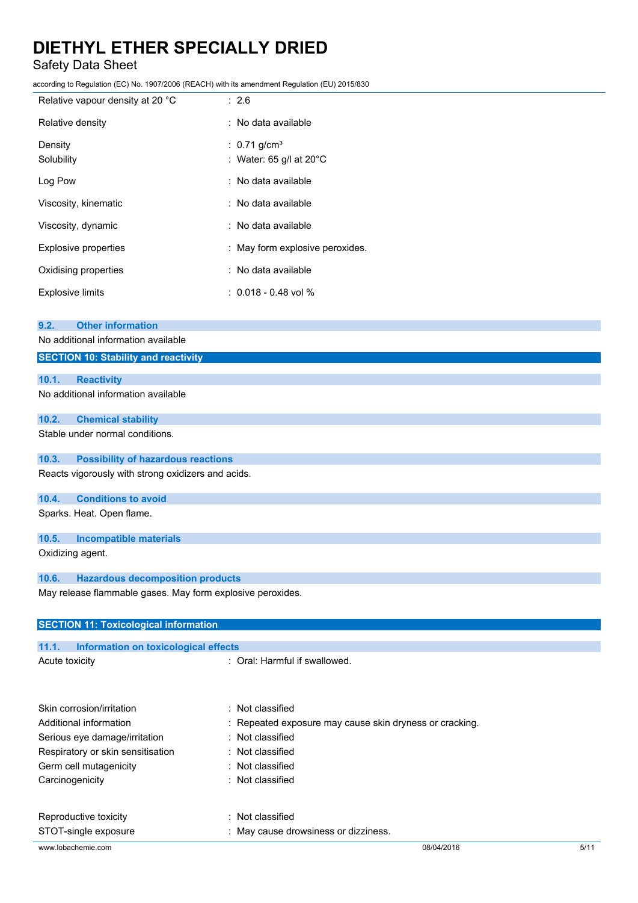| | |
|---|---|
| Relative vapour density at 20 °C | : 2.6 |
| Relative density | : No data available |
| Density | : 0.71 g/cm³ |
| Solubility | : Water: 65 g/l at 20°C |
| Log Pow | : No data available |
| Viscosity, kinematic | : No data available |
| Viscosity, dynamic | : No data available |
| Explosive properties | : May form explosive peroxides. |
| Oxidising properties | : No data available |
| Explosive limits | : 0.018 - 0.48 vol % |

### 9.2. Other information

No additional information available

## SECTION 10: Stability and reactivity

### 10.1. Reactivity

No additional information available

### 10.2. Chemical stability

Stable under normal conditions.

### 10.3. Possibility of hazardous reactions

Reacts vigorously with strong oxidizers and acids.

### 10.4. Conditions to avoid

Sparks. Heat. Open flame.

### 10.5. Incompatible materials

Oxidizing agent.

### 10.6. Hazardous decomposition products

May release flammable gases. May form explosive peroxides.

## SECTION 11: Toxicological information

### 11.1. Information on toxicological effects

| | |
|---|---|
| Acute toxicity | : Oral: Harmful if swallowed. |
| Skin corrosion/irritation | : Not classified |
| Additional information | : Repeated exposure may cause skin dryness or cracking. |
| Serious eye damage/irritation | : Not classified |
| Respiratory or skin sensitisation | : Not classified |
| Germ cell mutagenicity | : Not classified |
| Carcinogenicity | : Not classified |
| Reproductive toxicity | : Not classified |
| STOT-single exposure | : May cause drowsiness or dizziness. |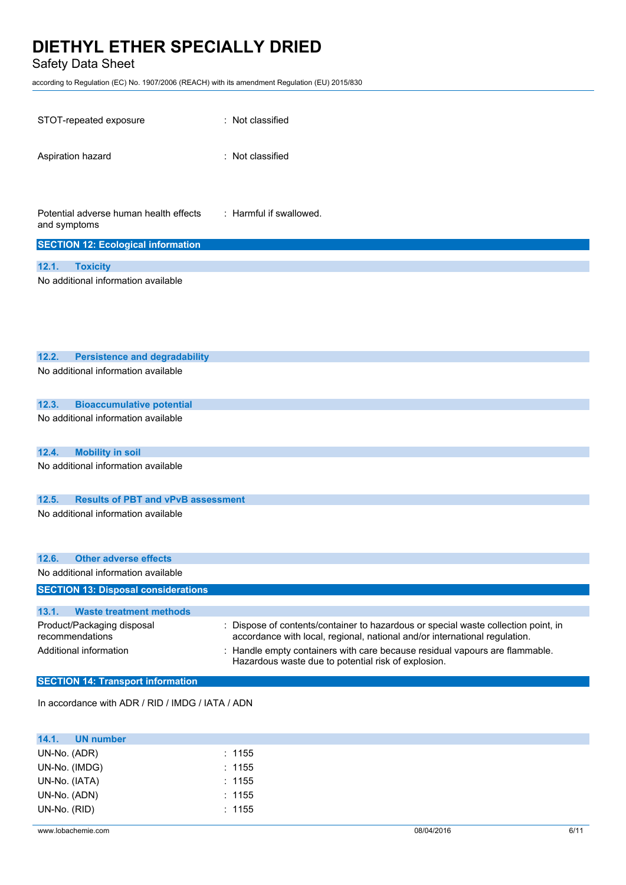| | |
|---|---|
| STOT-repeated exposure | : Not classified |
| Aspiration hazard | : Not classified |
| Potential adverse human health effects and symptoms | : Harmful if swallowed. |

## SECTION 12: Ecological information

### 12.1. Toxicity

No additional information available

### 12.2. Persistence and degradability

No additional information available

### 12.3. Bioaccumulative potential

No additional information available

### 12.4. Mobility in soil

No additional information available

### 12.5. Results of PBT and vPvB assessment

No additional information available

### 12.6. Other adverse effects

No additional information available

## SECTION 13: Disposal considerations

### 13.1. Waste treatment methods

| | |
|---|---|
| Product/Packaging disposal recommendations | : Dispose of contents/container to hazardous or special waste collection point, in accordance with local, regional, national and/or international regulation. |
| Additional information | : Handle empty containers with care because residual vapours are flammable. Hazardous waste due to potential risk of explosion. |

## SECTION 14: Transport information

In accordance with ADR / RID / IMDG / IATA / ADN

### 14.1. UN number

| | |
|---|---|
| UN-No. (ADR) | : 1155 |
| UN-No. (IMDG) | : 1155 |
| UN-No. (IATA) | : 1155 |
| UN-No. (ADN) | : 1155 |
| UN-No. (RID) | : 1155 |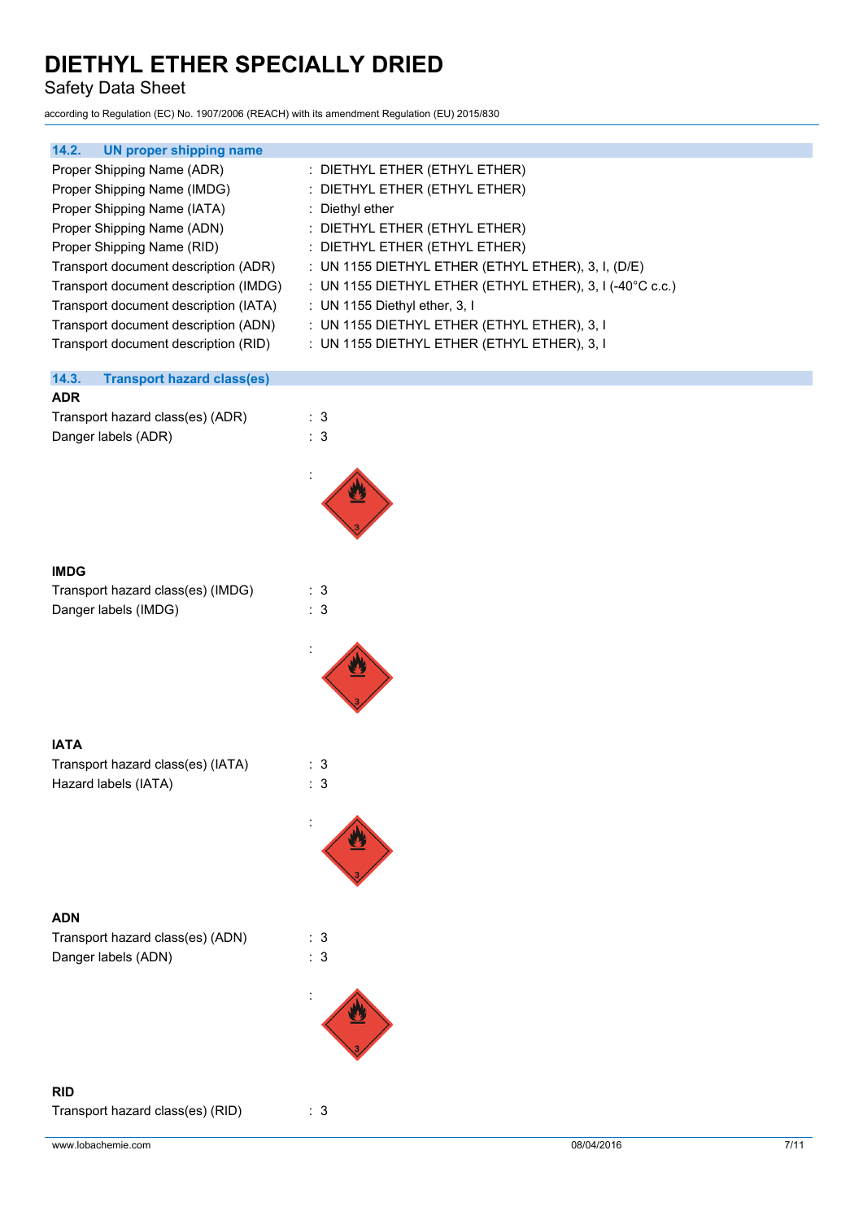### 14.2. UN proper shipping name

| | |
|---|---|
| Proper Shipping Name (ADR) | : DIETHYL ETHER (ETHYL ETHER) |
| Proper Shipping Name (IMDG) | : DIETHYL ETHER (ETHYL ETHER) |
| Proper Shipping Name (IATA) | : Diethyl ether |
| Proper Shipping Name (ADN) | : DIETHYL ETHER (ETHYL ETHER) |
| Proper Shipping Name (RID) | : DIETHYL ETHER (ETHYL ETHER) |
| Transport document description (ADR) | : UN 1155 DIETHYL ETHER (ETHYL ETHER), 3, I, (D/E) |
| Transport document description (IMDG) | : UN 1155 DIETHYL ETHER (ETHYL ETHER), 3, I (-40°C c.c.) |
| Transport document description (IATA) | : UN 1155 Diethyl ether, 3, I |
| Transport document description (ADN) | : UN 1155 DIETHYL ETHER (ETHYL ETHER), 3, I |
| Transport document description (RID) | : UN 1155 DIETHYL ETHER (ETHYL ETHER), 3, I |

### 14.3. Transport hazard class(es)

**ADR**

| | |
|---|---|
| Transport hazard class(es) (ADR) | : 3 |
| Danger labels (ADR) | : 3 |

**IMDG**

| | |
|---|---|
| Transport hazard class(es) (IMDG) | : 3 |
| Danger labels (IMDG) | : 3 |

**IATA**

| | |
|---|---|
| Transport hazard class(es) (IATA) | : 3 |
| Hazard labels (IATA) | : 3 |

**ADN**

| | |
|---|---|
| Transport hazard class(es) (ADN) | : 3 |
| Danger labels (ADN) | : 3 |

**RID**

| | |
|---|---|
| Transport hazard class(es) (RID) | : 3 |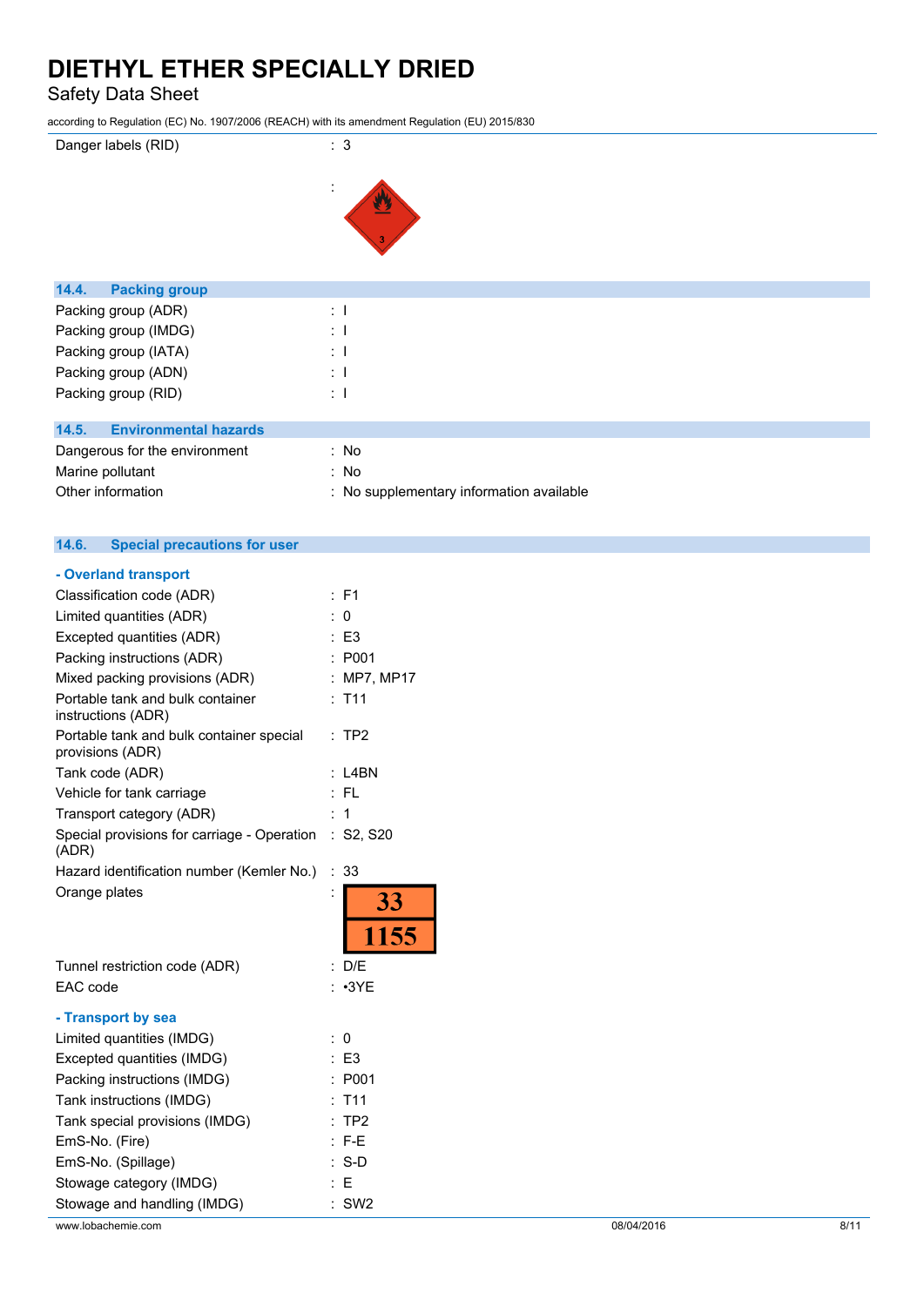| | |
|---|---|
| Danger labels (RID) | : 3 |
| | : |

## 14.4. Packing group

| | |
|---|---|
| Packing group (ADR) | : I |
| Packing group (IMDG) | : I |
| Packing group (IATA) | : I |
| Packing group (ADN) | : I |
| Packing group (RID) | : I |

## 14.5. Environmental hazards

| | |
|---|---|
| Dangerous for the environment | : No |
| Marine pollutant | : No |
| Other information | : No supplementary information available |

## 14.6. Special precautions for user

### - Overland transport

| | |
|---|---|
| Classification code (ADR) | : F1 |
| Limited quantities (ADR) | : 0 |
| Excepted quantities (ADR) | : E3 |
| Packing instructions (ADR) | : P001 |
| Mixed packing provisions (ADR) | : MP7, MP17 |
| Portable tank and bulk container instructions (ADR) | : T11 |
| Portable tank and bulk container special provisions (ADR) | : TP2 |
| Tank code (ADR) | : L4BN |
| Vehicle for tank carriage | : FL |
| Transport category (ADR) | : 1 |
| Special provisions for carriage - Operation (ADR) | : S2, S20 |
| Hazard identification number (Kemler No.) | : 33 |
| Orange plates | : 33 / 1155 |
| Tunnel restriction code (ADR) | : D/E |
| EAC code | : •3YE |

### - Transport by sea

| | |
|---|---|
| Limited quantities (IMDG) | : 0 |
| Excepted quantities (IMDG) | : E3 |
| Packing instructions (IMDG) | : P001 |
| Tank instructions (IMDG) | : T11 |
| Tank special provisions (IMDG) | : TP2 |
| EmS-No. (Fire) | : F-E |
| EmS-No. (Spillage) | : S-D |
| Stowage category (IMDG) | : E |
| Stowage and handling (IMDG) | : SW2 |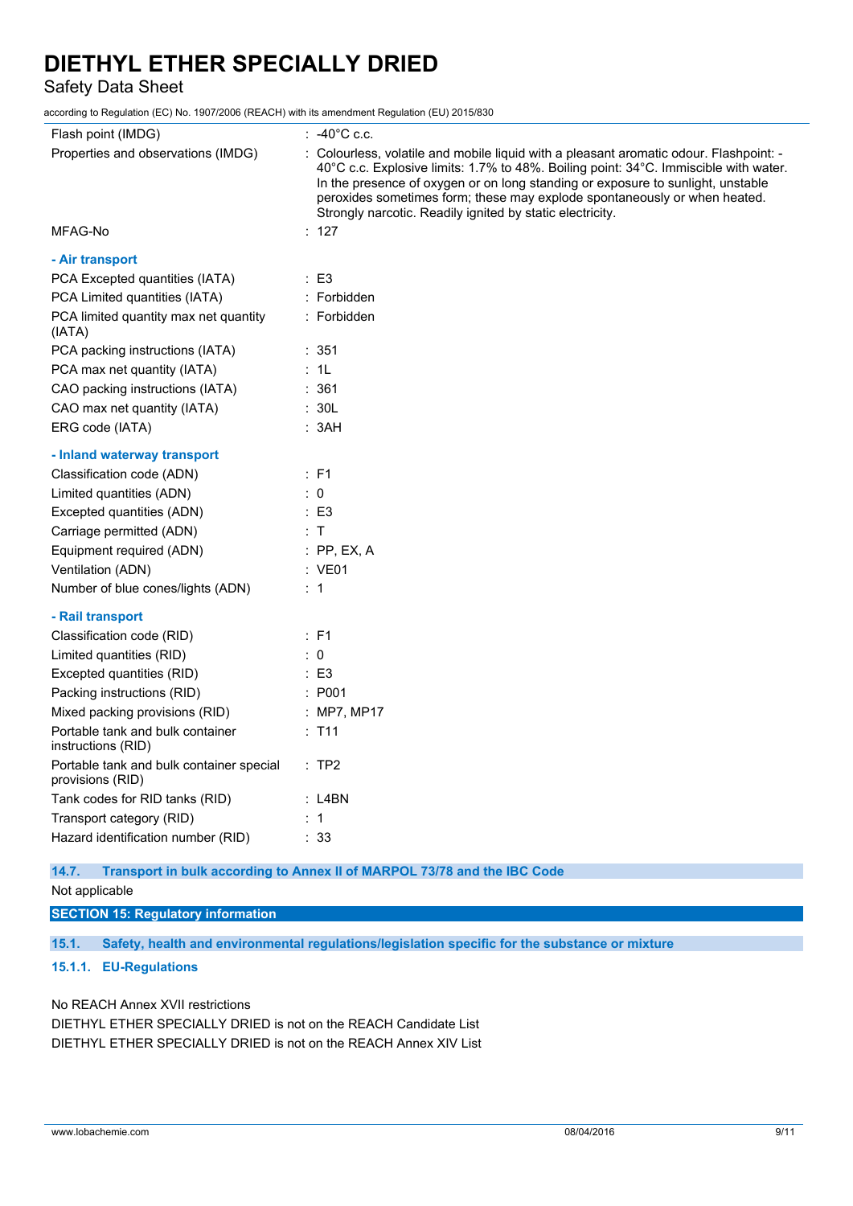| | |
|---|---|
| Flash point (IMDG) | : -40°C c.c. |
| Properties and observations (IMDG) | : Colourless, volatile and mobile liquid with a pleasant aromatic odour. Flashpoint: -40°C c.c. Explosive limits: 1.7% to 48%. Boiling point: 34°C. Immiscible with water. In the presence of oxygen or on long standing or exposure to sunlight, unstable peroxides sometimes form; these may explode spontaneously or when heated. Strongly narcotic. Readily ignited by static electricity. |
| MFAG-No | : 127 |

**- Air transport**

| | |
|---|---|
| PCA Excepted quantities (IATA) | : E3 |
| PCA Limited quantities (IATA) | : Forbidden |
| PCA limited quantity max net quantity (IATA) | : Forbidden |
| PCA packing instructions (IATA) | : 351 |
| PCA max net quantity (IATA) | : 1L |
| CAO packing instructions (IATA) | : 361 |
| CAO max net quantity (IATA) | : 30L |
| ERG code (IATA) | : 3AH |

**- Inland waterway transport**

| | |
|---|---|
| Classification code (ADN) | : F1 |
| Limited quantities (ADN) | : 0 |
| Excepted quantities (ADN) | : E3 |
| Carriage permitted (ADN) | : T |
| Equipment required (ADN) | : PP, EX, A |
| Ventilation (ADN) | : VE01 |
| Number of blue cones/lights (ADN) | : 1 |

**- Rail transport**

| | |
|---|---|
| Classification code (RID) | : F1 |
| Limited quantities (RID) | : 0 |
| Excepted quantities (RID) | : E3 |
| Packing instructions (RID) | : P001 |
| Mixed packing provisions (RID) | : MP7, MP17 |
| Portable tank and bulk container instructions (RID) | : T11 |
| Portable tank and bulk container special provisions (RID) | : TP2 |
| Tank codes for RID tanks (RID) | : L4BN |
| Transport category (RID) | : 1 |
| Hazard identification number (RID) | : 33 |

### 14.7. Transport in bulk according to Annex II of MARPOL 73/78 and the IBC Code

Not applicable

## SECTION 15: Regulatory information

### 15.1. Safety, health and environmental regulations/legislation specific for the substance or mixture

#### 15.1.1. EU-Regulations

No REACH Annex XVII restrictions

DIETHYL ETHER SPECIALLY DRIED is not on the REACH Candidate List

DIETHYL ETHER SPECIALLY DRIED is not on the REACH Annex XIV List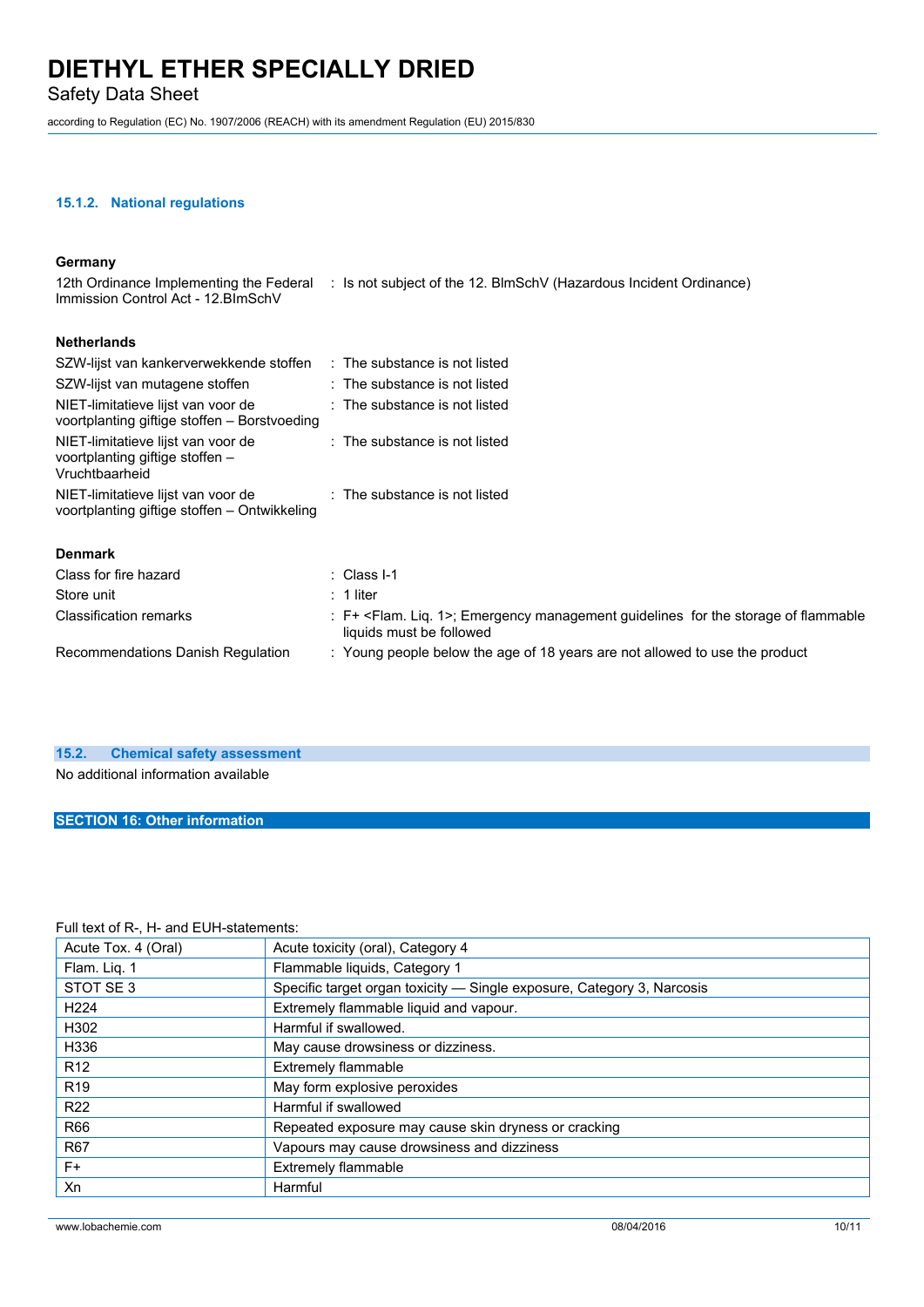#### 15.1.2. National regulations

**Germany**

12th Ordinance Implementing the Federal Immission Control Act - 12.BImSchV : Is not subject of the 12. BlmSchV (Hazardous Incident Ordinance)

**Netherlands**

SZW-lijst van kankerverwekkende stoffen : The substance is not listed

SZW-lijst van mutagene stoffen : The substance is not listed

NIET-limitatieve lijst van voor de voortplanting giftige stoffen – Borstvoeding : The substance is not listed

NIET-limitatieve lijst van voor de voortplanting giftige stoffen – Vruchtbaarheid : The substance is not listed

NIET-limitatieve lijst van voor de voortplanting giftige stoffen – Ontwikkeling : The substance is not listed

**Denmark**

Class for fire hazard : Class I-1

Store unit : 1 liter

Classification remarks : F+ <Flam. Liq. 1>; Emergency management guidelines for the storage of flammable liquids must be followed

Recommendations Danish Regulation : Young people below the age of 18 years are not allowed to use the product

### 15.2. Chemical safety assessment

No additional information available

## SECTION 16: Other information

Full text of R-, H- and EUH-statements:

| | |
|---|---|
| Acute Tox. 4 (Oral) | Acute toxicity (oral), Category 4 |
| Flam. Liq. 1 | Flammable liquids, Category 1 |
| STOT SE 3 | Specific target organ toxicity — Single exposure, Category 3, Narcosis |
| H224 | Extremely flammable liquid and vapour. |
| H302 | Harmful if swallowed. |
| H336 | May cause drowsiness or dizziness. |
| R12 | Extremely flammable |
| R19 | May form explosive peroxides |
| R22 | Harmful if swallowed |
| R66 | Repeated exposure may cause skin dryness or cracking |
| R67 | Vapours may cause drowsiness and dizziness |
| F+ | Extremely flammable |
| Xn | Harmful |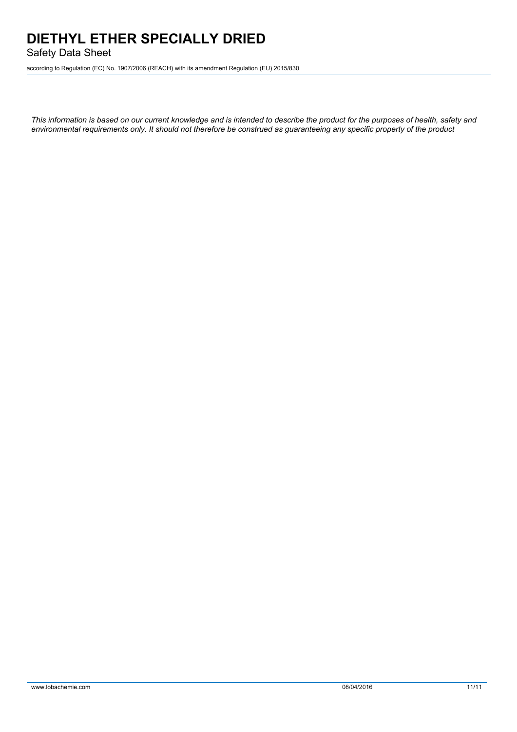*This information is based on our current knowledge and is intended to describe the product for the purposes of health, safety and environmental requirements only. It should not therefore be construed as guaranteeing any specific property of the product*